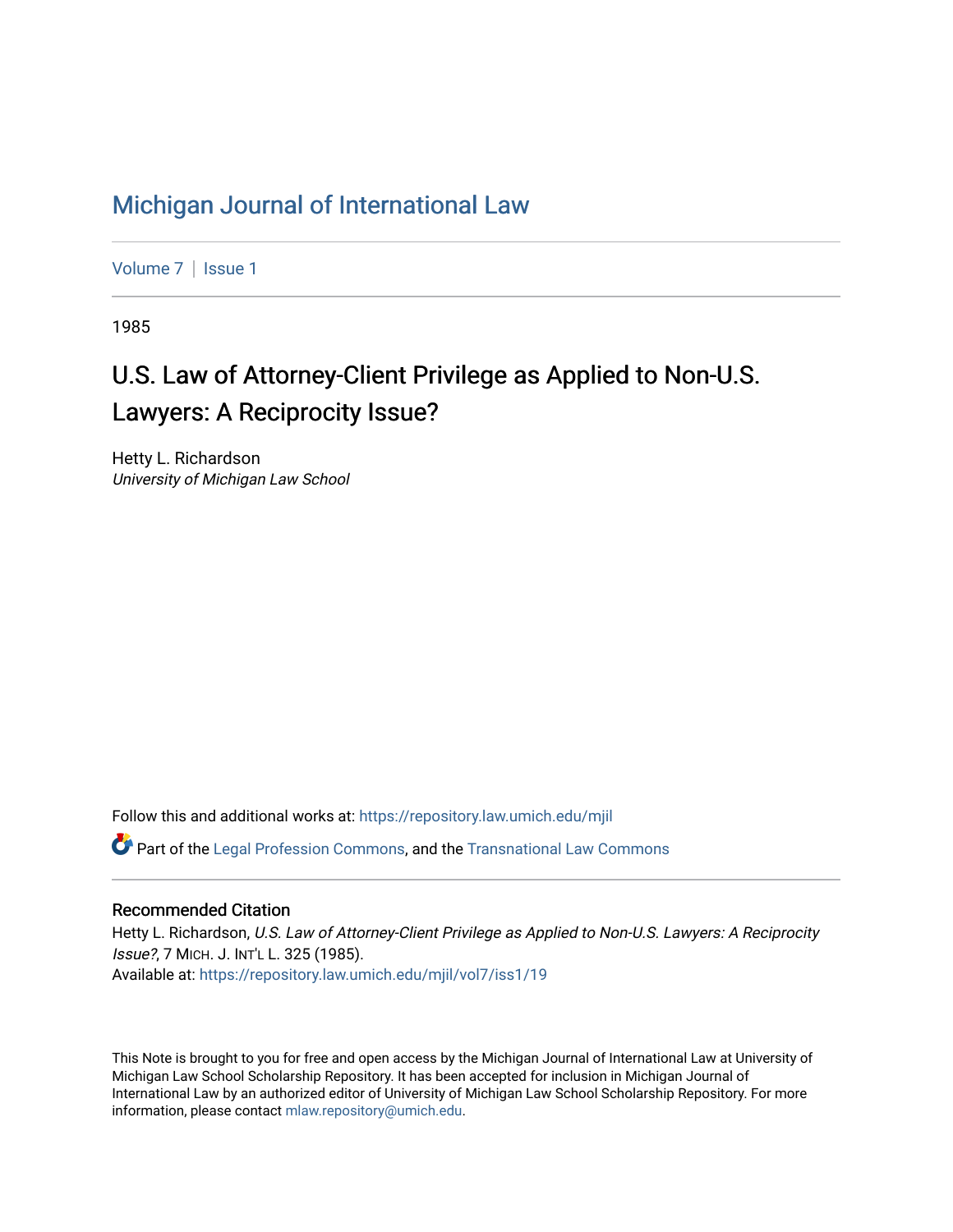# Michigan Journal of International Law

Volume 7 | Issue 1

1985

## U.S. Law of Attorney-Client Privilege as Applied to Non-U.S. Lawyers: A Reciprocity Issue?

Hetty L. Richardson
*University of Michigan Law School*

Follow this and additional works at: https://repository.law.umich.edu/mjil

Part of the Legal Profession Commons, and the Transnational Law Commons

### Recommended Citation

Hetty L. Richardson, *U.S. Law of Attorney-Client Privilege as Applied to Non-U.S. Lawyers: A Reciprocity Issue?*, 7 MICH. J. INT'L L. 325 (1985).
Available at: https://repository.law.umich.edu/mjil/vol7/iss1/19

This Note is brought to you for free and open access by the Michigan Journal of International Law at University of Michigan Law School Scholarship Repository. It has been accepted for inclusion in Michigan Journal of International Law by an authorized editor of University of Michigan Law School Scholarship Repository. For more information, please contact mlaw.repository@umich.edu.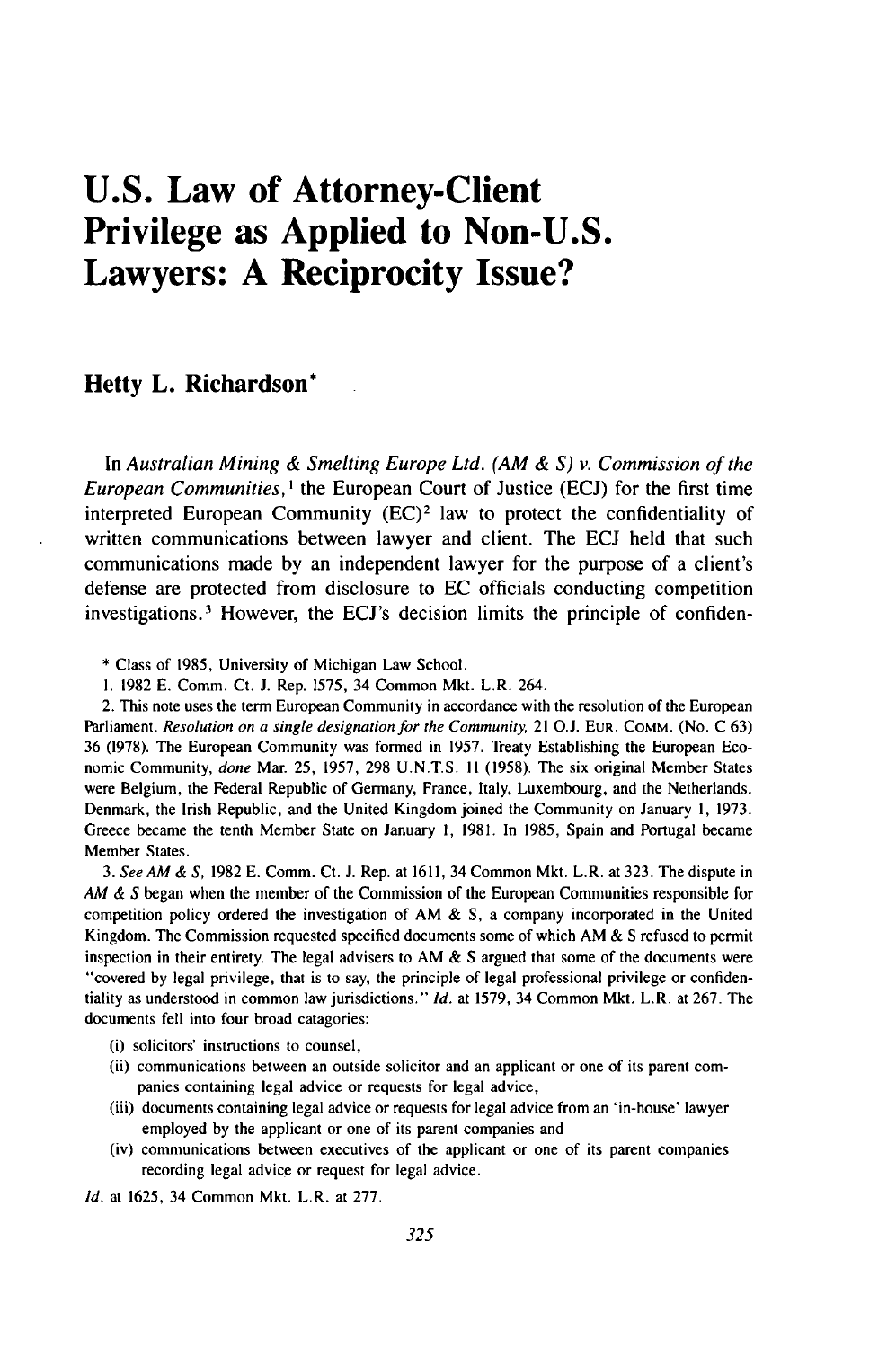# U.S. Law of Attorney-Client Privilege as Applied to Non-U.S. Lawyers: A Reciprocity Issue?

## Hetty L. Richardson*

In *Australian Mining & Smelting Europe Ltd. (AM & S) v. Commission of the European Communities*,[1] the European Court of Justice (ECJ) for the first time interpreted European Community (EC)[2] law to protect the confidentiality of written communications between lawyer and client. The ECJ held that such communications made by an independent lawyer for the purpose of a client's defense are protected from disclosure to EC officials conducting competition investigations.[3] However, the ECJ's decision limits the principle of confiden-

---

\* Class of 1985, University of Michigan Law School.

1. 1982 E. Comm. Ct. J. Rep. 1575, 34 Common Mkt. L.R. 264.

2. This note uses the term European Community in accordance with the resolution of the European Parliament. *Resolution on a single designation for the Community,* 21 O.J. EUR. COMM. (No. C 63) 36 (1978). The European Community was formed in 1957. Treaty Establishing the European Economic Community, *done* Mar. 25, 1957, 298 U.N.T.S. 11 (1958). The six original Member States were Belgium, the Federal Republic of Germany, France, Italy, Luxembourg, and the Netherlands. Denmark, the Irish Republic, and the United Kingdom joined the Community on January 1, 1973. Greece became the tenth Member State on January 1, 1981. In 1985, Spain and Portugal became Member States.

3. *See AM & S,* 1982 E. Comm. Ct. J. Rep. at 1611, 34 Common Mkt. L.R. at 323. The dispute in *AM & S* began when the member of the Commission of the European Communities responsible for competition policy ordered the investigation of AM & S, a company incorporated in the United Kingdom. The Commission requested specified documents some of which AM & S refused to permit inspection in their entirety. The legal advisers to AM & S argued that some of the documents were "covered by legal privilege, that is to say, the principle of legal professional privilege or confidentiality as understood in common law jurisdictions." *Id.* at 1579, 34 Common Mkt. L.R. at 267. The documents fell into four broad catagories:

(i) solicitors' instructions to counsel,
(ii) communications between an outside solicitor and an applicant or one of its parent companies containing legal advice or requests for legal advice,
(iii) documents containing legal advice or requests for legal advice from an 'in-house' lawyer employed by the applicant or one of its parent companies and
(iv) communications between executives of the applicant or one of its parent companies recording legal advice or request for legal advice.

*Id.* at 1625, 34 Common Mkt. L.R. at 277.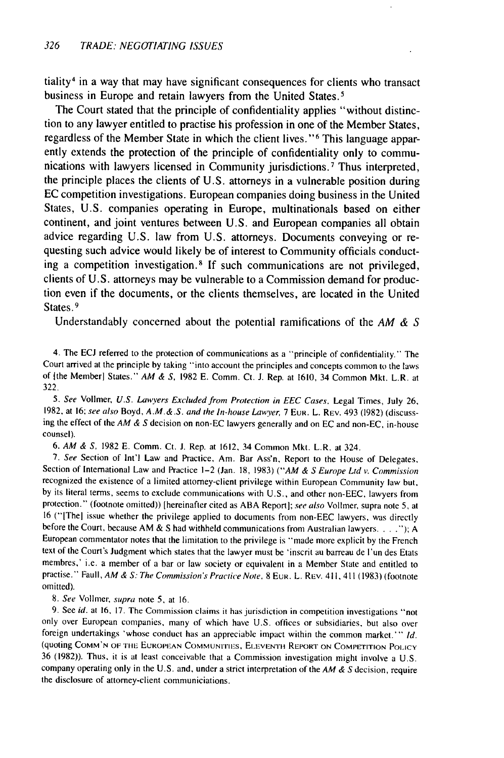tiality[4] in a way that may have significant consequences for clients who transact business in Europe and retain lawyers from the United States.[5]

The Court stated that the principle of confidentiality applies "without distinction to any lawyer entitled to practise his profession in one of the Member States, regardless of the Member State in which the client lives."[6] This language apparently extends the protection of the principle of confidentiality only to communications with lawyers licensed in Community jurisdictions.[7] Thus interpreted, the principle places the clients of U.S. attorneys in a vulnerable position during EC competition investigations. European companies doing business in the United States, U.S. companies operating in Europe, multinationals based on either continent, and joint ventures between U.S. and European companies all obtain advice regarding U.S. law from U.S. attorneys. Documents conveying or requesting such advice would likely be of interest to Community officials conducting a competition investigation.[8] If such communications are not privileged, clients of U.S. attorneys may be vulnerable to a Commission demand for production even if the documents, or the clients themselves, are located in the United States.[9]

Understandably concerned about the potential ramifications of the *AM & S*

4. The ECJ referred to the protection of communications as a "principle of confidentiality." The Court arrived at the principle by taking "into account the principles and concepts common to the laws of [the Member] States." *AM & S*, 1982 E. Comm. Ct. J. Rep. at 1610, 34 Common Mkt. L.R. at 322.

5. *See* Vollmer, *U.S. Lawyers Excluded from Protection in EEC Cases*, Legal Times, July 26, 1982, at 16; *see also* Boyd, *A.M.&.S. and the In-house Lawyer*, 7 Eur. L. Rev. 493 (1982) (discussing the effect of the *AM & S* decision on non-EC lawyers generally and on EC and non-EC, in-house counsel).

6. *AM & S*, 1982 E. Comm. Ct. J. Rep. at 1612, 34 Common Mkt. L.R. at 324.

7. *See* Section of Int'l Law and Practice, Am. Bar Ass'n, Report to the House of Delegates, Section of International Law and Practice 1–2 (Jan. 18, 1983) ("*AM & S Europe Ltd v. Commission* recognized the existence of a limited attorney-client privilege within European Community law but, by its literal terms, seems to exclude communications with U.S., and other non-EEC, lawyers from protection." (footnote omitted)) [hereinafter cited as ABA Report]; *see also* Vollmer, supra note 5, at 16 ("[The] issue whether the privilege applied to documents from non-EEC lawyers, was directly before the Court, because AM & S had withheld communications from Australian lawyers. . . ."); A European commentator notes that the limitation to the privilege is "made more explicit by the French text of the Court's Judgment which states that the lawyer must be 'inscrit au barreau de l'un des Etats membres,' i.e. a member of a bar or law society or equivalent in a Member State and entitled to practise." Faull, *AM & S: The Commission's Practice Note*, 8 Eur. L. Rev. 411, 411 (1983) (footnote omitted).

8. *See* Vollmer, *supra* note 5, at 16.

9. See *id.* at 16, 17. The Commission claims it has jurisdiction in competition investigations "not only over European companies, many of which have U.S. offices or subsidiaries, but also over foreign undertakings 'whose conduct has an appreciable impact within the common market.'" *Id.* (quoting Comm'n of the European Communities, Eleventh Report on Competition Policy 36 (1982)). Thus, it is at least conceivable that a Commission investigation might involve a U.S. company operating only in the U.S. and, under a strict interpretation of the *AM & S* decision, require the disclosure of attorney-client communiciations.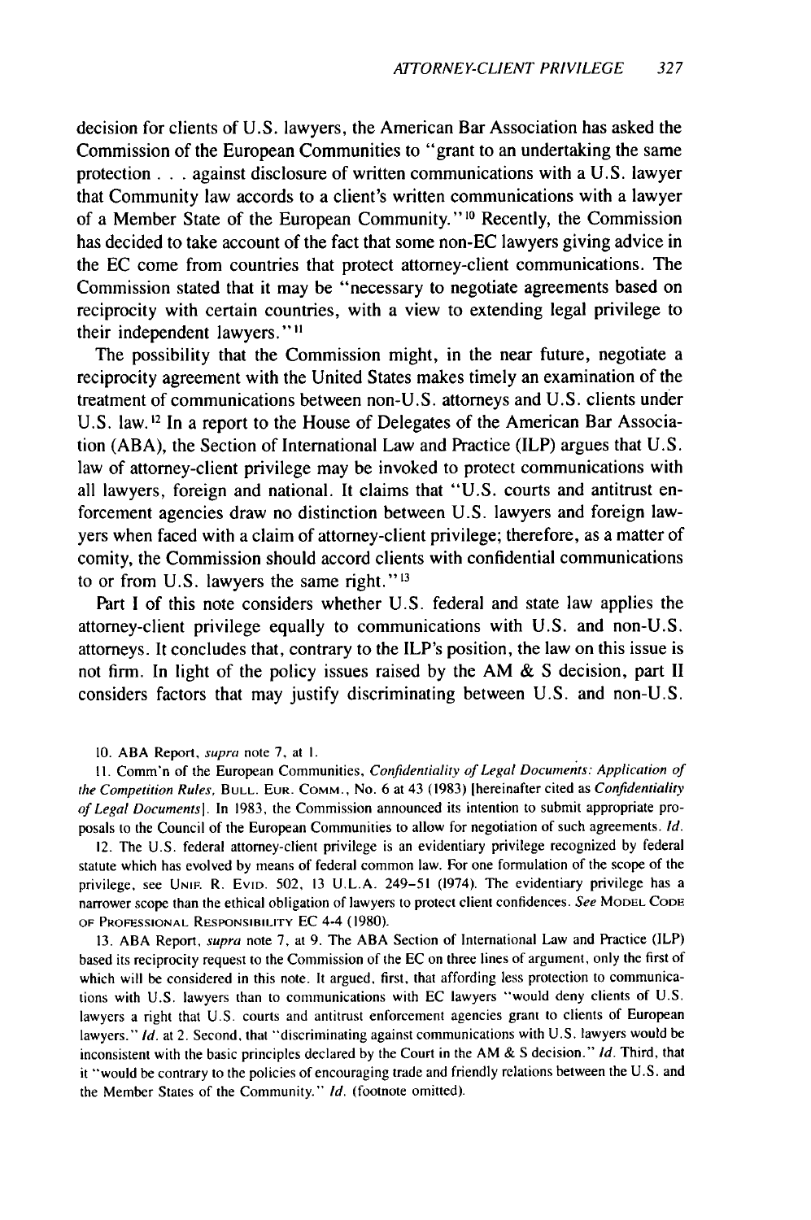decision for clients of U.S. lawyers, the American Bar Association has asked the Commission of the European Communities to "grant to an undertaking the same protection . . . against disclosure of written communications with a U.S. lawyer that Community law accords to a client's written communications with a lawyer of a Member State of the European Community."[10] Recently, the Commission has decided to take account of the fact that some non-EC lawyers giving advice in the EC come from countries that protect attorney-client communications. The Commission stated that it may be "necessary to negotiate agreements based on reciprocity with certain countries, with a view to extending legal privilege to their independent lawyers."[11]

The possibility that the Commission might, in the near future, negotiate a reciprocity agreement with the United States makes timely an examination of the treatment of communications between non-U.S. attorneys and U.S. clients under U.S. law.[12] In a report to the House of Delegates of the American Bar Association (ABA), the Section of International Law and Practice (ILP) argues that U.S. law of attorney-client privilege may be invoked to protect communications with all lawyers, foreign and national. It claims that "U.S. courts and antitrust enforcement agencies draw no distinction between U.S. lawyers and foreign lawyers when faced with a claim of attorney-client privilege; therefore, as a matter of comity, the Commission should accord clients with confidential communications to or from U.S. lawyers the same right."[13]

Part I of this note considers whether U.S. federal and state law applies the attorney-client privilege equally to communications with U.S. and non-U.S. attorneys. It concludes that, contrary to the ILP's position, the law on this issue is not firm. In light of the policy issues raised by the AM & S decision, part II considers factors that may justify discriminating between U.S. and non-U.S.

10. ABA Report, *supra* note 7, at 1.

11. Comm'n of the European Communities, *Confidentiality of Legal Documents: Application of the Competition Rules*, BULL. EUR. COMM., No. 6 at 43 (1983) [hereinafter cited as *Confidentiality of Legal Documents*]. In 1983, the Commission announced its intention to submit appropriate proposals to the Council of the European Communities to allow for negotiation of such agreements. *Id.*

12. The U.S. federal attorney-client privilege is an evidentiary privilege recognized by federal statute which has evolved by means of federal common law. For one formulation of the scope of the privilege, see UNIF. R. EVID. 502, 13 U.L.A. 249–51 (1974). The evidentiary privilege has a narrower scope than the ethical obligation of lawyers to protect client confidences. *See* MODEL CODE OF PROFESSIONAL RESPONSIBILITY EC 4-4 (1980).

13. ABA Report, *supra* note 7, at 9. The ABA Section of International Law and Practice (ILP) based its reciprocity request to the Commission of the EC on three lines of argument, only the first of which will be considered in this note. It argued, first, that affording less protection to communications with U.S. lawyers than to communications with EC lawyers "would deny clients of U.S. lawyers a right that U.S. courts and antitrust enforcement agencies grant to clients of European lawyers." *Id.* at 2. Second, that "discriminating against communications with U.S. lawyers would be inconsistent with the basic principles declared by the Court in the AM & S decision." *Id.* Third, that it "would be contrary to the policies of encouraging trade and friendly relations between the U.S. and the Member States of the Community." *Id.* (footnote omitted).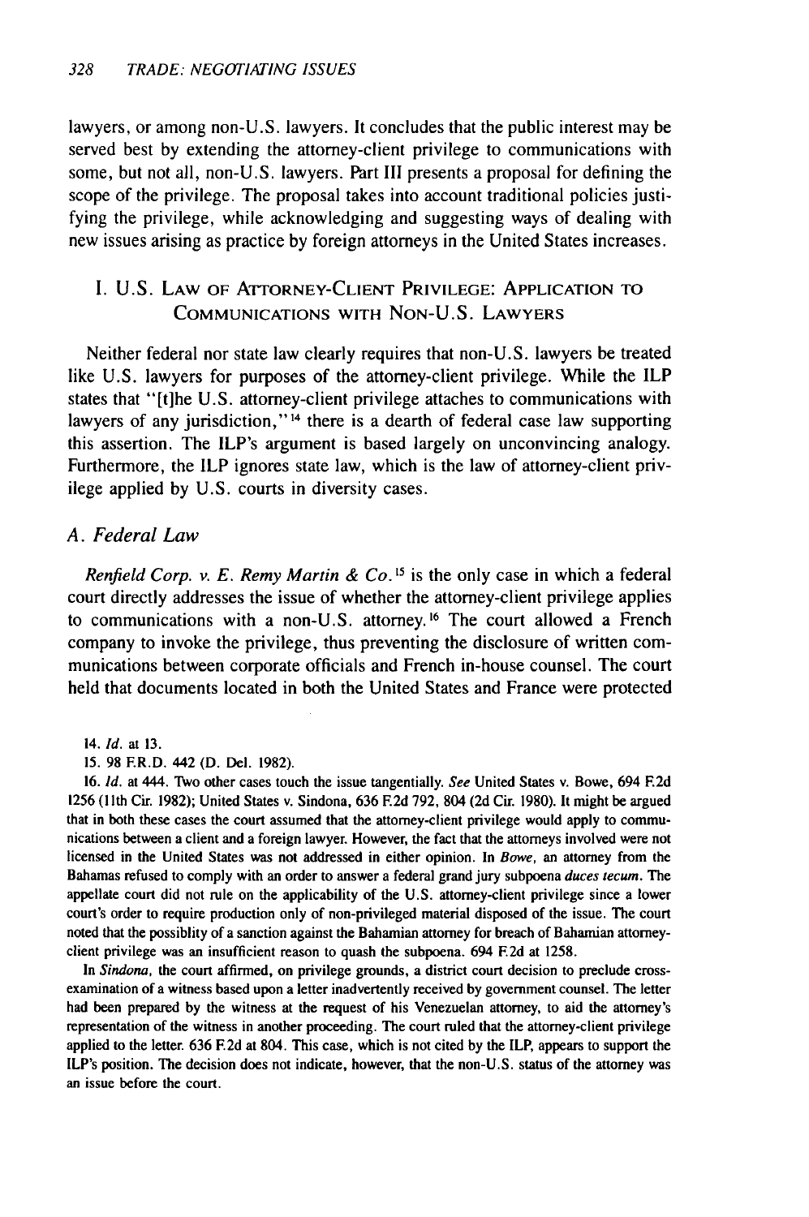lawyers, or among non-U.S. lawyers. It concludes that the public interest may be served best by extending the attorney-client privilege to communications with some, but not all, non-U.S. lawyers. Part III presents a proposal for defining the scope of the privilege. The proposal takes into account traditional policies justifying the privilege, while acknowledging and suggesting ways of dealing with new issues arising as practice by foreign attorneys in the United States increases.

## I. U.S. Law of Attorney-Client Privilege: Application to Communications with Non-U.S. Lawyers

Neither federal nor state law clearly requires that non-U.S. lawyers be treated like U.S. lawyers for purposes of the attorney-client privilege. While the ILP states that "[t]he U.S. attorney-client privilege attaches to communications with lawyers of any jurisdiction,"[14] there is a dearth of federal case law supporting this assertion. The ILP's argument is based largely on unconvincing analogy. Furthermore, the ILP ignores state law, which is the law of attorney-client privilege applied by U.S. courts in diversity cases.

### A. Federal Law

*Renfield Corp. v. E. Remy Martin & Co.*[15] is the only case in which a federal court directly addresses the issue of whether the attorney-client privilege applies to communications with a non-U.S. attorney.[16] The court allowed a French company to invoke the privilege, thus preventing the disclosure of written communications between corporate officials and French in-house counsel. The court held that documents located in both the United States and France were protected

---

14. *Id.* at 13.

15. 98 F.R.D. 442 (D. Del. 1982).

16. *Id.* at 444. Two other cases touch the issue tangentially. *See* United States v. Bowe, 694 F.2d 1256 (11th Cir. 1982); United States v. Sindona, 636 F.2d 792, 804 (2d Cir. 1980). It might be argued that in both these cases the court assumed that the attorney-client privilege would apply to communications between a client and a foreign lawyer. However, the fact that the attorneys involved were not licensed in the United States was not addressed in either opinion. In *Bowe*, an attorney from the Bahamas refused to comply with an order to answer a federal grand jury subpoena *duces tecum*. The appellate court did not rule on the applicability of the U.S. attorney-client privilege since a lower court's order to require production only of non-privileged material disposed of the issue. The court noted that the possiblity of a sanction against the Bahamian attorney for breach of Bahamian attorney-client privilege was an insufficient reason to quash the subpoena. 694 F.2d at 1258.

In *Sindona*, the court affirmed, on privilege grounds, a district court decision to preclude cross-examination of a witness based upon a letter inadvertently received by government counsel. The letter had been prepared by the witness at the request of his Venezuelan attorney, to aid the attorney's representation of the witness in another proceeding. The court ruled that the attorney-client privilege applied to the letter. 636 F.2d at 804. This case, which is not cited by the ILP, appears to support the ILP's position. The decision does not indicate, however, that the non-U.S. status of the attorney was an issue before the court.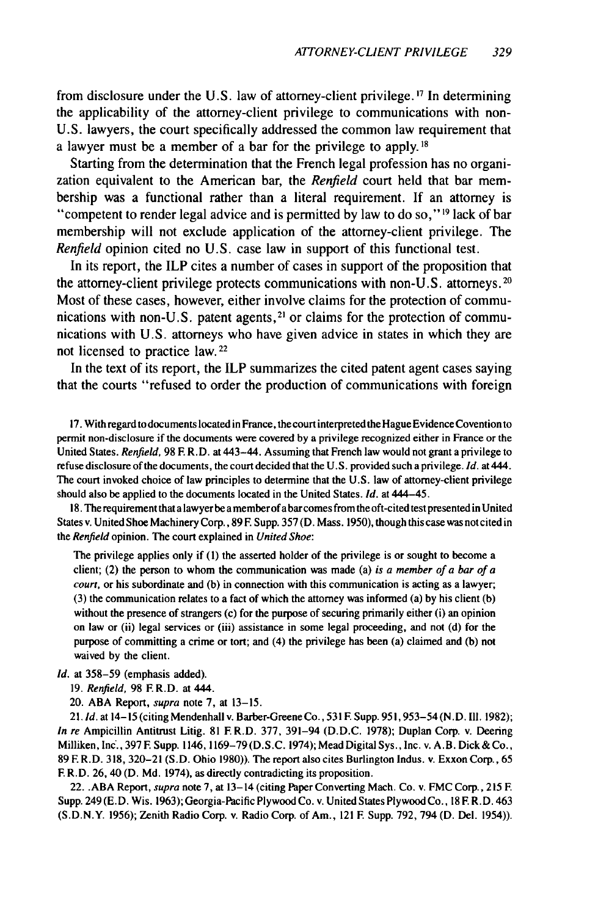from disclosure under the U.S. law of attorney-client privilege.[17] In determining the applicability of the attorney-client privilege to communications with non-U.S. lawyers, the court specifically addressed the common law requirement that a lawyer must be a member of a bar for the privilege to apply.[18]

Starting from the determination that the French legal profession has no organization equivalent to the American bar, the *Renfield* court held that bar membership was a functional rather than a literal requirement. If an attorney is "competent to render legal advice and is permitted by law to do so,"[19] lack of bar membership will not exclude application of the attorney-client privilege. The *Renfield* opinion cited no U.S. case law in support of this functional test.

In its report, the ILP cites a number of cases in support of the proposition that the attorney-client privilege protects communications with non-U.S. attorneys.[20] Most of these cases, however, either involve claims for the protection of communications with non-U.S. patent agents,[21] or claims for the protection of communications with U.S. attorneys who have given advice in states in which they are not licensed to practice law.[22]

In the text of its report, the ILP summarizes the cited patent agent cases saying that the courts "refused to order the production of communications with foreign

17. With regard to documents located in France, the court interpreted the Hague Evidence Covention to permit non-disclosure if the documents were covered by a privilege recognized either in France or the United States. *Renfield,* 98 F. R.D. at 443–44. Assuming that French law would not grant a privilege to refuse disclosure of the documents, the court decided that the U.S. provided such a privilege. *Id.* at 444. The court invoked choice of law principles to determine that the U.S. law of attorney-client privilege should also be applied to the documents located in the United States. *Id.* at 444–45.

18. The requirement that a lawyer be a member of a bar comes from the oft-cited test presented in United States v. United Shoe Machinery Corp., 89 F. Supp. 357 (D. Mass. 1950), though this case was not cited in the *Renfield* opinion. The court explained in *United Shoe*:

> The privilege applies only if (1) the asserted holder of the privilege is or sought to become a client; (2) the person to whom the communication was made (a) *is a member of a bar of a court,* or his subordinate and (b) in connection with this communication is acting as a lawyer; (3) the communication relates to a fact of which the attorney was informed (a) by his client (b) without the presence of strangers (c) for the purpose of securing primarily either (i) an opinion on law or (ii) legal services or (iii) assistance in some legal proceeding, and not (d) for the purpose of committing a crime or tort; and (4) the privilege has been (a) claimed and (b) not waived by the client.

*Id.* at 358–59 (emphasis added).

19. *Renfield,* 98 F. R.D. at 444.

20. ABA Report, *supra* note 7, at 13–15.

21. *Id.* at 14–15 (citing Mendenhall v. Barber-Greene Co., 531 F. Supp. 951, 953–54 (N.D. Ill. 1982); *In re* Ampicillin Antitrust Litig. 81 F. R.D. 377, 391–94 (D.D.C. 1978); Duplan Corp. v. Deering Milliken, Inc., 397 F. Supp. 1146, 1169–79 (D.S.C. 1974); Mead Digital Sys., Inc. v. A.B. Dick & Co., 89 F. R.D. 318, 320–21 (S.D. Ohio 1980)). The report also cites Burlington Indus. v. Exxon Corp., 65 F. R.D. 26, 40 (D. Md. 1974), as directly contradicting its proposition.

22. ABA Report, *supra* note 7, at 13–14 (citing Paper Converting Mach. Co. v. FMC Corp., 215 F. Supp. 249 (E.D. Wis. 1963); Georgia-Pacific Plywood Co. v. United States Plywood Co., 18 F. R.D. 463 (S.D.N.Y. 1956); Zenith Radio Corp. v. Radio Corp. of Am., 121 F. Supp. 792, 794 (D. Del. 1954)).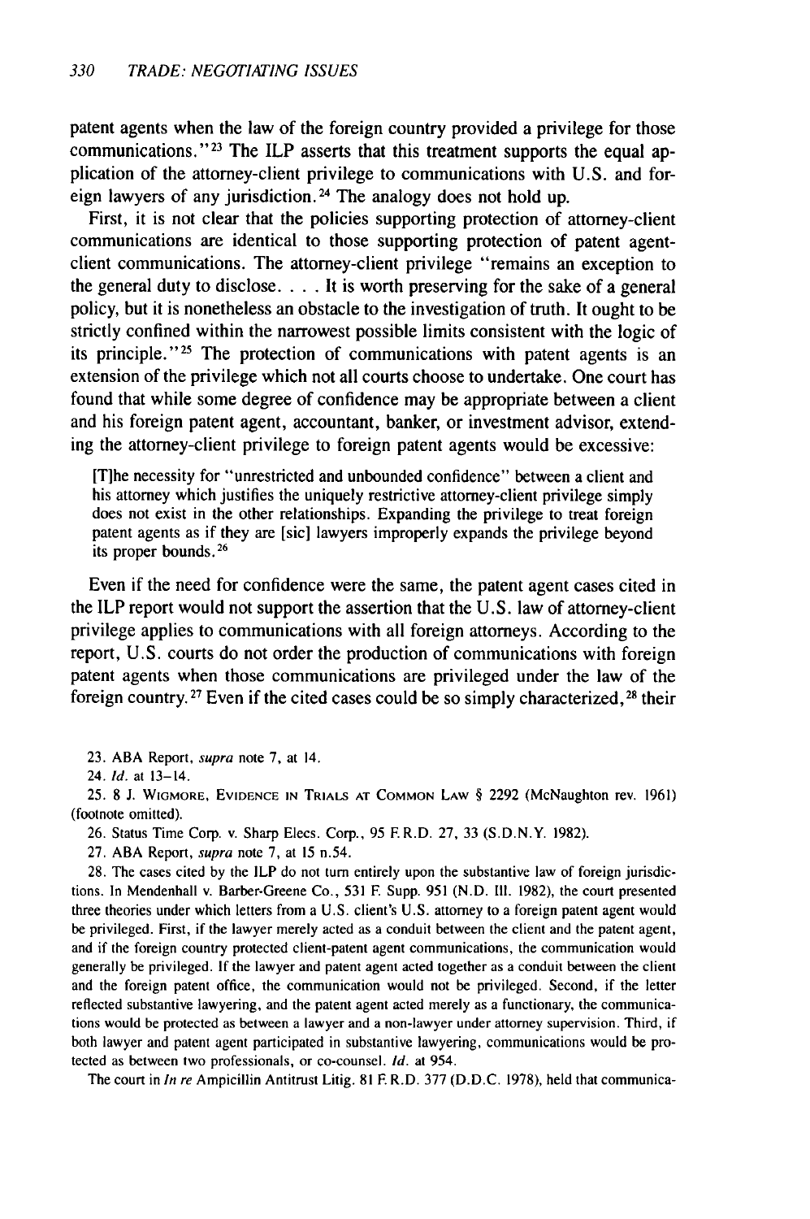patent agents when the law of the foreign country provided a privilege for those communications."[23] The ILP asserts that this treatment supports the equal application of the attorney-client privilege to communications with U.S. and foreign lawyers of any jurisdiction.[24] The analogy does not hold up.

First, it is not clear that the policies supporting protection of attorney-client communications are identical to those supporting protection of patent agent-client communications. The attorney-client privilege "remains an exception to the general duty to disclose. . . . It is worth preserving for the sake of a general policy, but it is nonetheless an obstacle to the investigation of truth. It ought to be strictly confined within the narrowest possible limits consistent with the logic of its principle."[25] The protection of communications with patent agents is an extension of the privilege which not all courts choose to undertake. One court has found that while some degree of confidence may be appropriate between a client and his foreign patent agent, accountant, banker, or investment advisor, extending the attorney-client privilege to foreign patent agents would be excessive:

> [T]he necessity for "unrestricted and unbounded confidence" between a client and his attorney which justifies the uniquely restrictive attorney-client privilege simply does not exist in the other relationships. Expanding the privilege to treat foreign patent agents as if they are [sic] lawyers improperly expands the privilege beyond its proper bounds.[26]

Even if the need for confidence were the same, the patent agent cases cited in the ILP report would not support the assertion that the U.S. law of attorney-client privilege applies to communications with all foreign attorneys. According to the report, U.S. courts do not order the production of communications with foreign patent agents when those communications are privileged under the law of the foreign country.[27] Even if the cited cases could be so simply characterized,[28] their

---

23. ABA Report, *supra* note 7, at 14.

24. *Id.* at 13–14.

25. 8 J. Wigmore, Evidence in Trials at Common Law § 2292 (McNaughton rev. 1961) (footnote omitted).

26. Status Time Corp. v. Sharp Elecs. Corp., 95 F. R.D. 27, 33 (S.D.N.Y. 1982).

27. ABA Report, *supra* note 7, at 15 n.54.

28. The cases cited by the ILP do not turn entirely upon the substantive law of foreign jurisdictions. In Mendenhall v. Barber-Greene Co., 531 F. Supp. 951 (N.D. Ill. 1982), the court presented three theories under which letters from a U.S. client's U.S. attorney to a foreign patent agent would be privileged. First, if the lawyer merely acted as a conduit between the client and the patent agent, and if the foreign country protected client-patent agent communications, the communication would generally be privileged. If the lawyer and patent agent acted together as a conduit between the client and the foreign patent office, the communication would not be privileged. Second, if the letter reflected substantive lawyering, and the patent agent acted merely as a functionary, the communications would be protected as between a lawyer and a non-lawyer under attorney supervision. Third, if both lawyer and patent agent participated in substantive lawyering, communications would be protected as between two professionals, or co-counsel. *Id.* at 954.

The court in *In re* Ampicillin Antitrust Litig. 81 F. R.D. 377 (D.D.C. 1978), held that communica-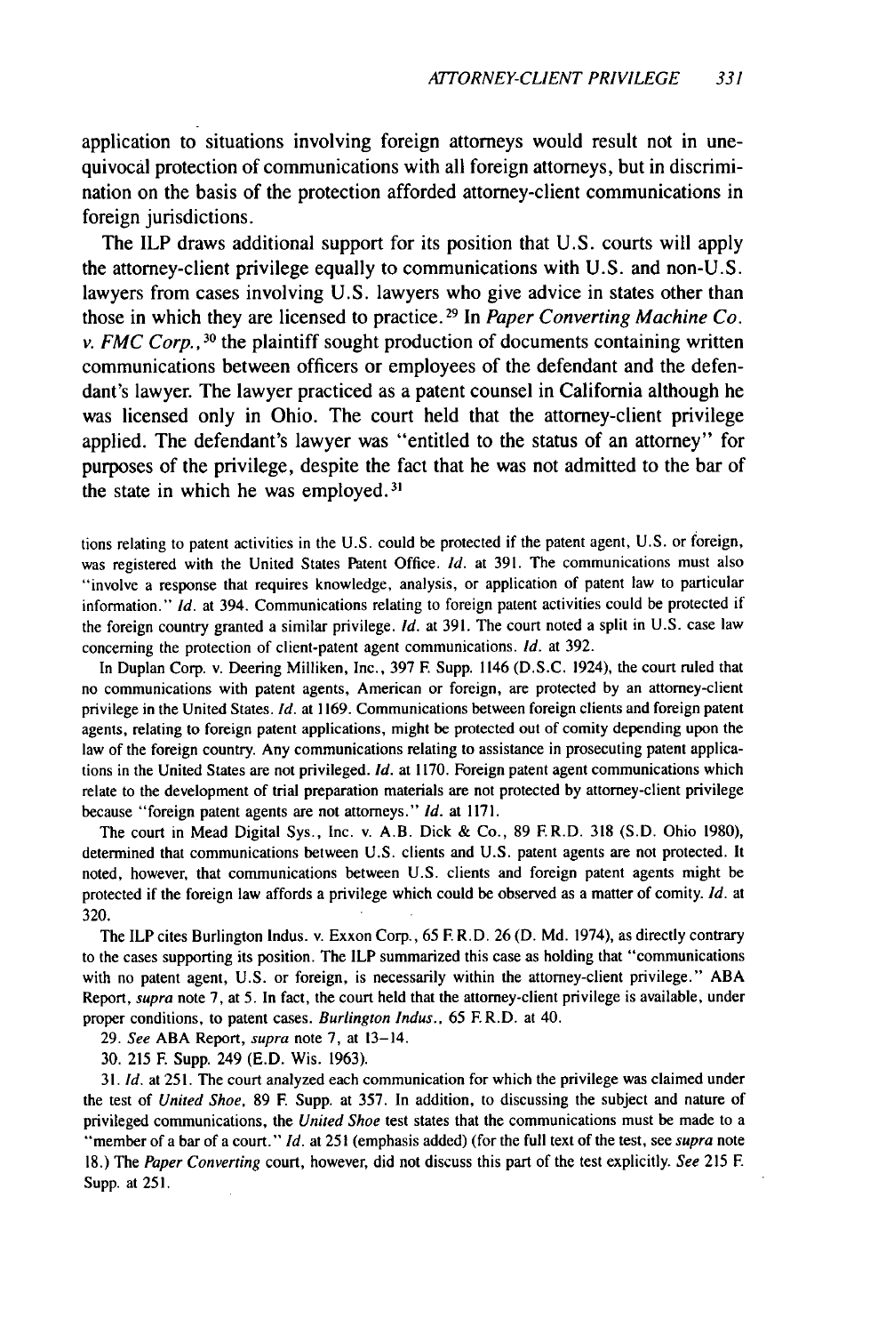application to situations involving foreign attorneys would result not in unequivocal protection of communications with all foreign attorneys, but in discrimination on the basis of the protection afforded attorney-client communications in foreign jurisdictions.

The ILP draws additional support for its position that U.S. courts will apply the attorney-client privilege equally to communications with U.S. and non-U.S. lawyers from cases involving U.S. lawyers who give advice in states other than those in which they are licensed to practice.[29] In *Paper Converting Machine Co. v. FMC Corp.*,[30] the plaintiff sought production of documents containing written communications between officers or employees of the defendant and the defendant's lawyer. The lawyer practiced as a patent counsel in California although he was licensed only in Ohio. The court held that the attorney-client privilege applied. The defendant's lawyer was "entitled to the status of an attorney" for purposes of the privilege, despite the fact that he was not admitted to the bar of the state in which he was employed.[31]

tions relating to patent activities in the U.S. could be protected if the patent agent, U.S. or foreign, was registered with the United States Patent Office. *Id.* at 391. The communications must also "involve a response that requires knowledge, analysis, or application of patent law to particular information." *Id.* at 394. Communications relating to foreign patent activities could be protected if the foreign country granted a similar privilege. *Id.* at 391. The court noted a split in U.S. case law concerning the protection of client-patent agent communications. *Id.* at 392.

In Duplan Corp. v. Deering Milliken, Inc., 397 F. Supp. 1146 (D.S.C. 1924), the court ruled that no communications with patent agents, American or foreign, are protected by an attorney-client privilege in the United States. *Id.* at 1169. Communications between foreign clients and foreign patent agents, relating to foreign patent applications, might be protected out of comity depending upon the law of the foreign country. Any communications relating to assistance in prosecuting patent applications in the United States are not privileged. *Id.* at 1170. Foreign patent agent communications which relate to the development of trial preparation materials are not protected by attorney-client privilege because "foreign patent agents are not attorneys." *Id.* at 1171.

The court in Mead Digital Sys., Inc. v. A.B. Dick & Co., 89 F.R.D. 318 (S.D. Ohio 1980), determined that communications between U.S. clients and U.S. patent agents are not protected. It noted, however, that communications between U.S. clients and foreign patent agents might be protected if the foreign law affords a privilege which could be observed as a matter of comity. *Id.* at 320.

The ILP cites Burlington Indus. v. Exxon Corp., 65 F.R.D. 26 (D. Md. 1974), as directly contrary to the cases supporting its position. The ILP summarized this case as holding that "communications with no patent agent, U.S. or foreign, is necessarily within the attorney-client privilege." ABA Report, *supra* note 7, at 5. In fact, the court held that the attorney-client privilege is available, under proper conditions, to patent cases. *Burlington Indus.*, 65 F.R.D. at 40.

29. *See* ABA Report, *supra* note 7, at 13–14.

30. 215 F. Supp. 249 (E.D. Wis. 1963).

31. *Id.* at 251. The court analyzed each communication for which the privilege was claimed under the test of *United Shoe*, 89 F. Supp. at 357. In addition, to discussing the subject and nature of privileged communications, the *United Shoe* test states that the communications must be made to a "member of a bar of a court." *Id.* at 251 (emphasis added) (for the full text of the test, see *supra* note 18.) The *Paper Converting* court, however, did not discuss this part of the test explicitly. *See* 215 F. Supp. at 251.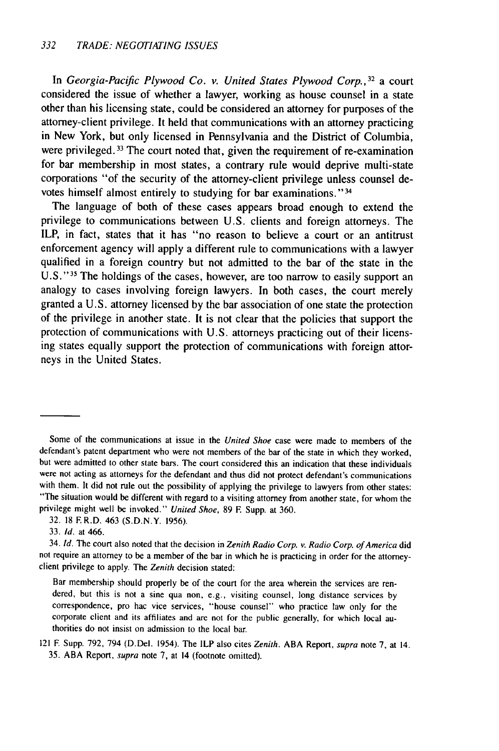In *Georgia-Pacific Plywood Co. v. United States Plywood Corp.*,[32] a court considered the issue of whether a lawyer, working as house counsel in a state other than his licensing state, could be considered an attorney for purposes of the attorney-client privilege. It held that communications with an attorney practicing in New York, but only licensed in Pennsylvania and the District of Columbia, were privileged.[33] The court noted that, given the requirement of re-examination for bar membership in most states, a contrary rule would deprive multi-state corporations "of the security of the attorney-client privilege unless counsel devotes himself almost entirely to studying for bar examinations."[34]

The language of both of these cases appears broad enough to extend the privilege to communications between U.S. clients and foreign attorneys. The ILP, in fact, states that it has "no reason to believe a court or an antitrust enforcement agency will apply a different rule to communications with a lawyer qualified in a foreign country but not admitted to the bar of the state in the U.S."[35] The holdings of the cases, however, are too narrow to easily support an analogy to cases involving foreign lawyers. In both cases, the court merely granted a U.S. attorney licensed by the bar association of one state the protection of the privilege in another state. It is not clear that the policies that support the protection of communications with U.S. attorneys practicing out of their licensing states equally support the protection of communications with foreign attorneys in the United States.

---

Some of the communications at issue in the *United Shoe* case were made to members of the defendant's patent department who were not members of the bar of the state in which they worked, but were admitted to other state bars. The court considered this an indication that these individuals were not acting as attorneys for the defendant and thus did not protect defendant's communications with them. It did not rule out the possibility of applying the privilege to lawyers from other states: "The situation would be different with regard to a visiting attorney from another state, for whom the privilege might well be invoked." *United Shoe*, 89 F. Supp. at 360.

32. 18 F.R.D. 463 (S.D.N.Y. 1956).

33. *Id.* at 466.

34. *Id.* The court also noted that the decision in *Zenith Radio Corp. v. Radio Corp. of America* did not require an attorney to be a member of the bar in which he is practicing in order for the attorney-client privilege to apply. The *Zenith* decision stated:

> Bar membership should properly be of the court for the area wherein the services are rendered, but this is not a sine qua non, e.g., visiting counsel, long distance services by correspondence, pro hac vice services, "house counsel" who practice law only for the corporate client and its affiliates and are not for the public generally, for which local authorities do not insist on admission to the local bar.

121 F. Supp. 792, 794 (D.Del. 1954). The ILP also cites *Zenith*. ABA Report, *supra* note 7, at 14.

35. ABA Report, *supra* note 7, at 14 (footnote omitted).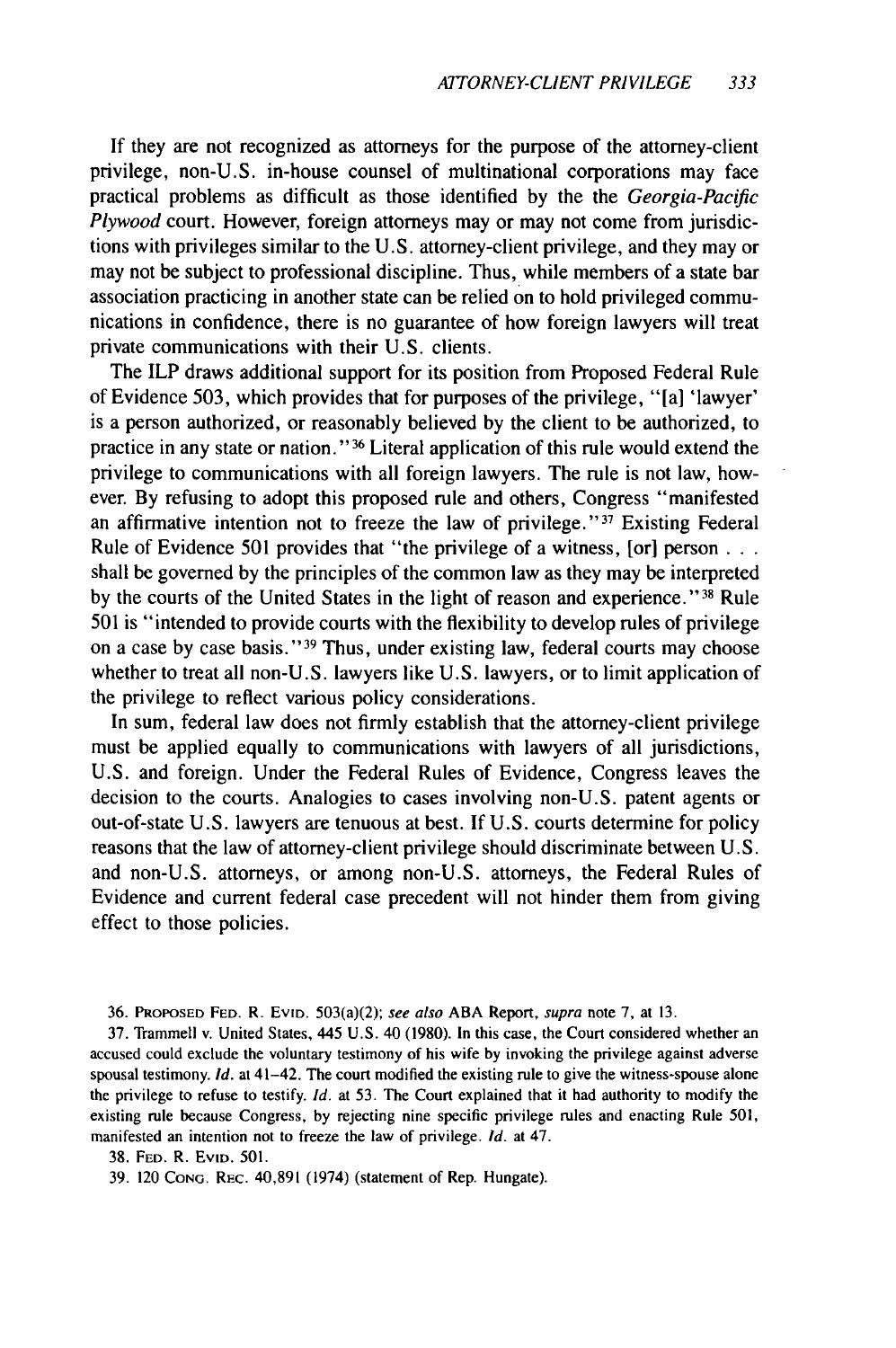If they are not recognized as attorneys for the purpose of the attorney-client privilege, non-U.S. in-house counsel of multinational corporations may face practical problems as difficult as those identified by the the *Georgia-Pacific Plywood* court. However, foreign attorneys may or may not come from jurisdictions with privileges similar to the U.S. attorney-client privilege, and they may or may not be subject to professional discipline. Thus, while members of a state bar association practicing in another state can be relied on to hold privileged communications in confidence, there is no guarantee of how foreign lawyers will treat private communications with their U.S. clients.

The ILP draws additional support for its position from Proposed Federal Rule of Evidence 503, which provides that for purposes of the privilege, "[a] 'lawyer' is a person authorized, or reasonably believed by the client to be authorized, to practice in any state or nation."[36] Literal application of this rule would extend the privilege to communications with all foreign lawyers. The rule is not law, however. By refusing to adopt this proposed rule and others, Congress "manifested an affirmative intention not to freeze the law of privilege."[37] Existing Federal Rule of Evidence 501 provides that "the privilege of a witness, [or] person . . . shall be governed by the principles of the common law as they may be interpreted by the courts of the United States in the light of reason and experience."[38] Rule 501 is "intended to provide courts with the flexibility to develop rules of privilege on a case by case basis."[39] Thus, under existing law, federal courts may choose whether to treat all non-U.S. lawyers like U.S. lawyers, or to limit application of the privilege to reflect various policy considerations.

In sum, federal law does not firmly establish that the attorney-client privilege must be applied equally to communications with lawyers of all jurisdictions, U.S. and foreign. Under the Federal Rules of Evidence, Congress leaves the decision to the courts. Analogies to cases involving non-U.S. patent agents or out-of-state U.S. lawyers are tenuous at best. If U.S. courts determine for policy reasons that the law of attorney-client privilege should discriminate between U.S. and non-U.S. attorneys, or among non-U.S. attorneys, the Federal Rules of Evidence and current federal case precedent will not hinder them from giving effect to those policies.

36. PROPOSED FED. R. EVID. 503(a)(2); *see also* ABA Report, *supra* note 7, at 13.

37. Trammell v. United States, 445 U.S. 40 (1980). In this case, the Court considered whether an accused could exclude the voluntary testimony of his wife by invoking the privilege against adverse spousal testimony. *Id.* at 41–42. The court modified the existing rule to give the witness-spouse alone the privilege to refuse to testify. *Id.* at 53. The Court explained that it had authority to modify the existing rule because Congress, by rejecting nine specific privilege rules and enacting Rule 501, manifested an intention not to freeze the law of privilege. *Id.* at 47.

38. FED. R. EVID. 501.

39. 120 CONG. REC. 40,891 (1974) (statement of Rep. Hungate).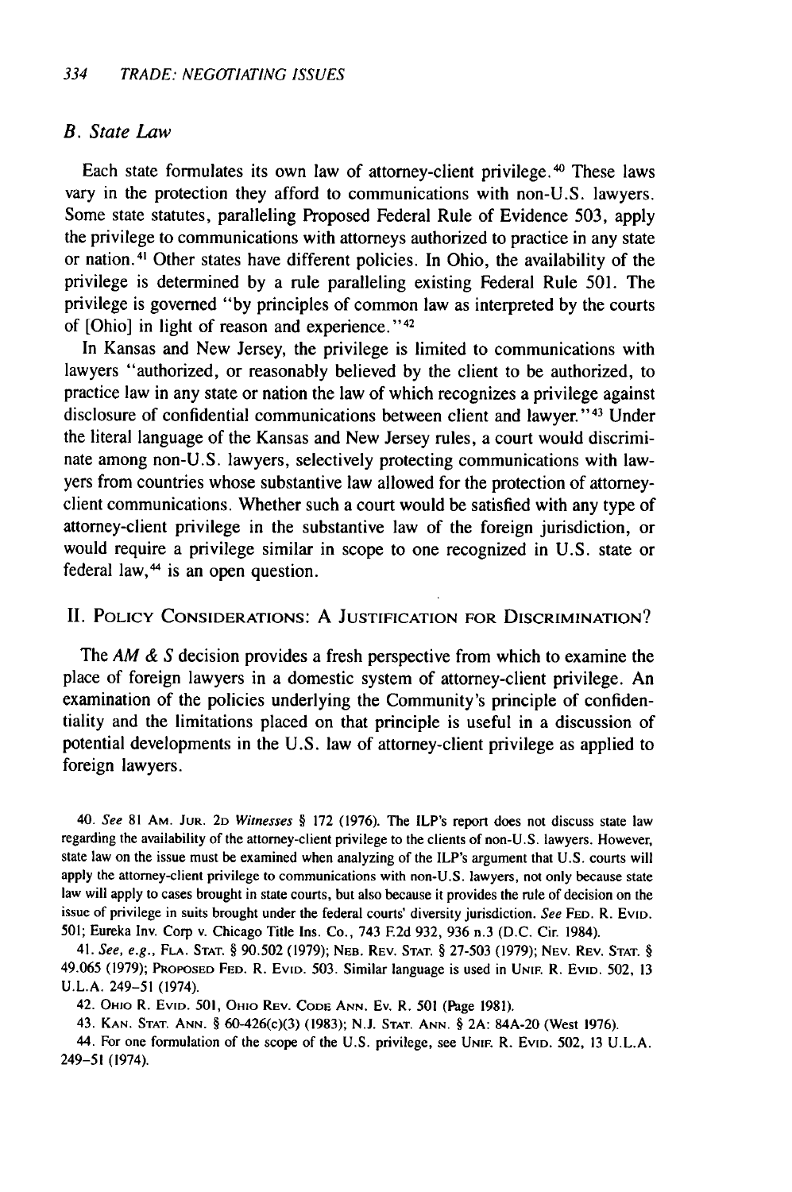### B. State Law

Each state formulates its own law of attorney-client privilege.[40] These laws vary in the protection they afford to communications with non-U.S. lawyers. Some state statutes, paralleling Proposed Federal Rule of Evidence 503, apply the privilege to communications with attorneys authorized to practice in any state or nation.[41] Other states have different policies. In Ohio, the availability of the privilege is determined by a rule paralleling existing Federal Rule 501. The privilege is governed "by principles of common law as interpreted by the courts of [Ohio] in light of reason and experience."[42]

In Kansas and New Jersey, the privilege is limited to communications with lawyers "authorized, or reasonably believed by the client to be authorized, to practice law in any state or nation the law of which recognizes a privilege against disclosure of confidential communications between client and lawyer."[43] Under the literal language of the Kansas and New Jersey rules, a court would discriminate among non-U.S. lawyers, selectively protecting communications with lawyers from countries whose substantive law allowed for the protection of attorney-client communications. Whether such a court would be satisfied with any type of attorney-client privilege in the substantive law of the foreign jurisdiction, or would require a privilege similar in scope to one recognized in U.S. state or federal law,[44] is an open question.

## II. Policy Considerations: A Justification for Discrimination?

The *AM & S* decision provides a fresh perspective from which to examine the place of foreign lawyers in a domestic system of attorney-client privilege. An examination of the policies underlying the Community's principle of confidentiality and the limitations placed on that principle is useful in a discussion of potential developments in the U.S. law of attorney-client privilege as applied to foreign lawyers.

---

40. *See* 81 Am. Jur. 2d *Witnesses* § 172 (1976). The ILP's report does not discuss state law regarding the availability of the attorney-client privilege to the clients of non-U.S. lawyers. However, state law on the issue must be examined when analyzing of the ILP's argument that U.S. courts will apply the attorney-client privilege to communications with non-U.S. lawyers, not only because state law will apply to cases brought in state courts, but also because it provides the rule of decision on the issue of privilege in suits brought under the federal courts' diversity jurisdiction. *See* Fed. R. Evid. 501; Eureka Inv. Corp v. Chicago Title Ins. Co., 743 F.2d 932, 936 n.3 (D.C. Cir. 1984).

41. *See, e.g.*, Fla. Stat. § 90.502 (1979); Neb. Rev. Stat. § 27-503 (1979); Nev. Rev. Stat. § 49.065 (1979); Proposed Fed. R. Evid. 503. Similar language is used in Unif. R. Evid. 502, 13 U.L.A. 249–51 (1974).

42. Ohio R. Evid. 501, Ohio Rev. Code Ann. Ev. R. 501 (Page 1981).

43. Kan. Stat. Ann. § 60-426(c)(3) (1983); N.J. Stat. Ann. § 2A: 84A-20 (West 1976).

44. For one formulation of the scope of the U.S. privilege, see Unif. R. Evid. 502, 13 U.L.A. 249–51 (1974).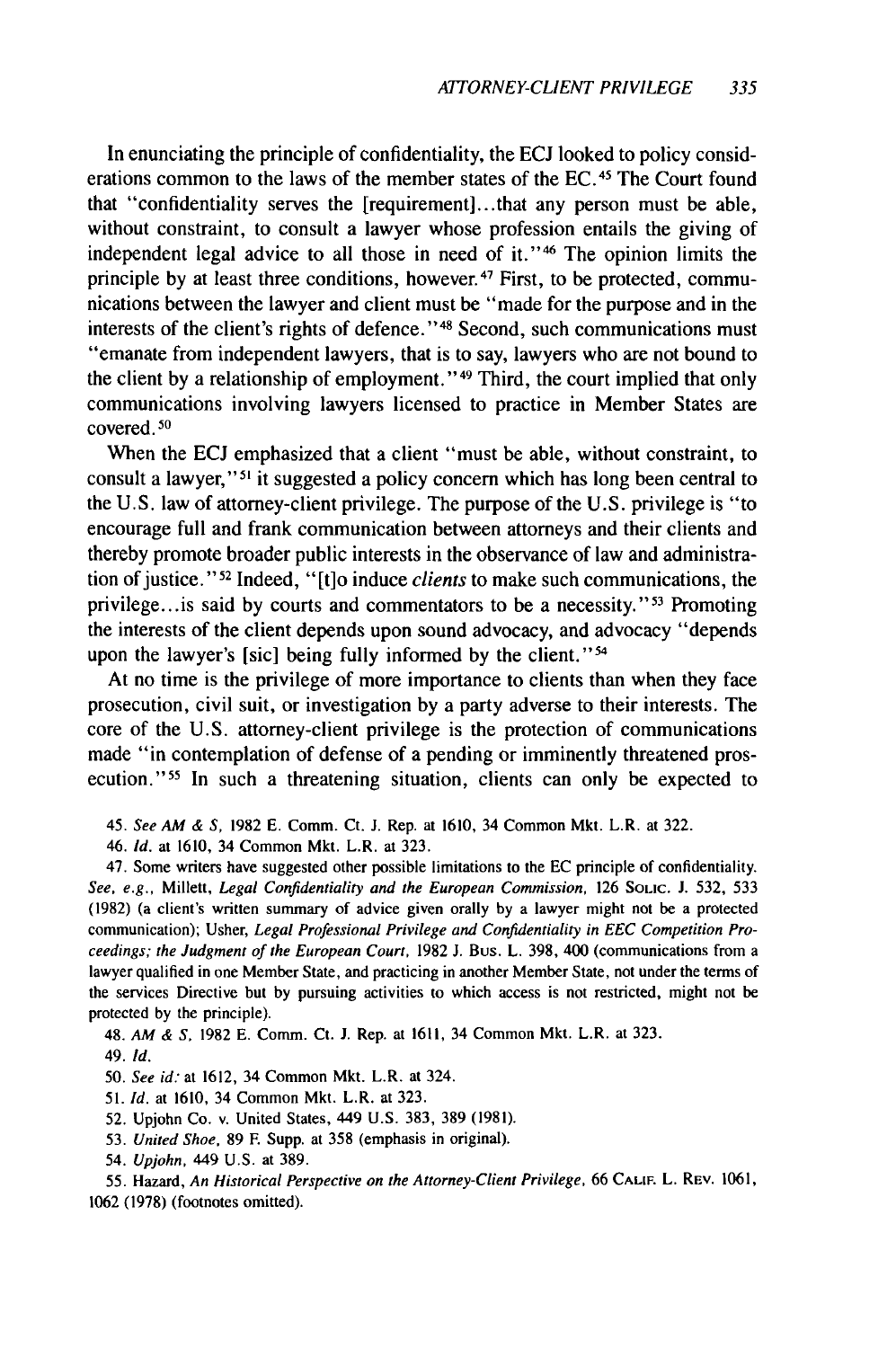In enunciating the principle of confidentiality, the ECJ looked to policy considerations common to the laws of the member states of the EC.[45] The Court found that "confidentiality serves the [requirement]...that any person must be able, without constraint, to consult a lawyer whose profession entails the giving of independent legal advice to all those in need of it."[46] The opinion limits the principle by at least three conditions, however.[47] First, to be protected, communications between the lawyer and client must be "made for the purpose and in the interests of the client's rights of defence."[48] Second, such communications must "emanate from independent lawyers, that is to say, lawyers who are not bound to the client by a relationship of employment."[49] Third, the court implied that only communications involving lawyers licensed to practice in Member States are covered.[50]

When the ECJ emphasized that a client "must be able, without constraint, to consult a lawyer,"[51] it suggested a policy concern which has long been central to the U.S. law of attorney-client privilege. The purpose of the U.S. privilege is "to encourage full and frank communication between attorneys and their clients and thereby promote broader public interests in the observance of law and administration of justice."[52] Indeed, "[t]o induce *clients* to make such communications, the privilege...is said by courts and commentators to be a necessity."[53] Promoting the interests of the client depends upon sound advocacy, and advocacy "depends upon the lawyer's [sic] being fully informed by the client."[54]

At no time is the privilege of more importance to clients than when they face prosecution, civil suit, or investigation by a party adverse to their interests. The core of the U.S. attorney-client privilege is the protection of communications made "in contemplation of defense of a pending or imminently threatened prosecution."[55] In such a threatening situation, clients can only be expected to

45. *See AM & S*, 1982 E. Comm. Ct. J. Rep. at 1610, 34 Common Mkt. L.R. at 322.

46. *Id.* at 1610, 34 Common Mkt. L.R. at 323.

47. Some writers have suggested other possible limitations to the EC principle of confidentiality. *See, e.g.*, Millett, *Legal Confidentiality and the European Commission*, 126 SOLIC. J. 532, 533 (1982) (a client's written summary of advice given orally by a lawyer might not be a protected communication); Usher, *Legal Professional Privilege and Confidentiality in EEC Competition Proceedings; the Judgment of the European Court*, 1982 J. BUS. L. 398, 400 (communications from a lawyer qualified in one Member State, and practicing in another Member State, not under the terms of the services Directive but by pursuing activities to which access is not restricted, might not be protected by the principle).

48. *AM & S*, 1982 E. Comm. Ct. J. Rep. at 1611, 34 Common Mkt. L.R. at 323.

49. *Id.*

50. *See id.* at 1612, 34 Common Mkt. L.R. at 324.

51. *Id.* at 1610, 34 Common Mkt. L.R. at 323.

52. Upjohn Co. v. United States, 449 U.S. 383, 389 (1981).

53. *United Shoe*, 89 F. Supp. at 358 (emphasis in original).

54. *Upjohn*, 449 U.S. at 389.

55. Hazard, *An Historical Perspective on the Attorney-Client Privilege*, 66 CALIF. L. REV. 1061, 1062 (1978) (footnotes omitted).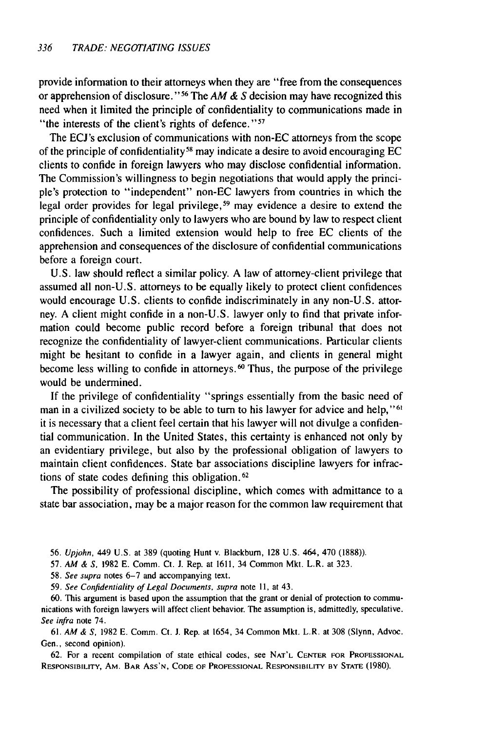provide information to their attorneys when they are "free from the consequences or apprehension of disclosure."[56] The *AM & S* decision may have recognized this need when it limited the principle of confidentiality to communications made in "the interests of the client's rights of defence."[57]

The ECJ's exclusion of communications with non-EC attorneys from the scope of the principle of confidentiality[58] may indicate a desire to avoid encouraging EC clients to confide in foreign lawyers who may disclose confidential information. The Commission's willingness to begin negotiations that would apply the principle's protection to "independent" non-EC lawyers from countries in which the legal order provides for legal privilege,[59] may evidence a desire to extend the principle of confidentiality only to lawyers who are bound by law to respect client confidences. Such a limited extension would help to free EC clients of the apprehension and consequences of the disclosure of confidential communications before a foreign court.

U.S. law should reflect a similar policy. A law of attorney-client privilege that assumed all non-U.S. attorneys to be equally likely to protect client confidences would encourage U.S. clients to confide indiscriminately in any non-U.S. attorney. A client might confide in a non-U.S. lawyer only to find that private information could become public record before a foreign tribunal that does not recognize the confidentiality of lawyer-client communications. Particular clients might be hesitant to confide in a lawyer again, and clients in general might become less willing to confide in attorneys.[60] Thus, the purpose of the privilege would be undermined.

If the privilege of confidentiality "springs essentially from the basic need of man in a civilized society to be able to turn to his lawyer for advice and help,"[61] it is necessary that a client feel certain that his lawyer will not divulge a confidential communication. In the United States, this certainty is enhanced not only by an evidentiary privilege, but also by the professional obligation of lawyers to maintain client confidences. State bar associations discipline lawyers for infractions of state codes defining this obligation.[62]

The possibility of professional discipline, which comes with admittance to a state bar association, may be a major reason for the common law requirement that

---

56. *Upjohn*, 449 U.S. at 389 (quoting Hunt v. Blackburn, 128 U.S. 464, 470 (1888)).

57. *AM & S*, 1982 E. Comm. Ct. J. Rep. at 1611, 34 Common Mkt. L.R. at 323.

58. *See supra* notes 6–7 and accompanying text.

59. *See Confidentiality of Legal Documents*, *supra* note 11, at 43.

60. This argument is based upon the assumption that the grant or denial of protection to communications with foreign lawyers will affect client behavior. The assumption is, admittedly, speculative. *See infra* note 74.

61. *AM & S*, 1982 E. Comm. Ct. J. Rep. at 1654, 34 Common Mkt. L.R. at 308 (Slynn, Advoc. Gen., second opinion).

62. For a recent compilation of state ethical codes, see NAT'L CENTER FOR PROFESSIONAL RESPONSIBILITY, AM. BAR ASS'N, CODE OF PROFESSIONAL RESPONSIBILITY BY STATE (1980).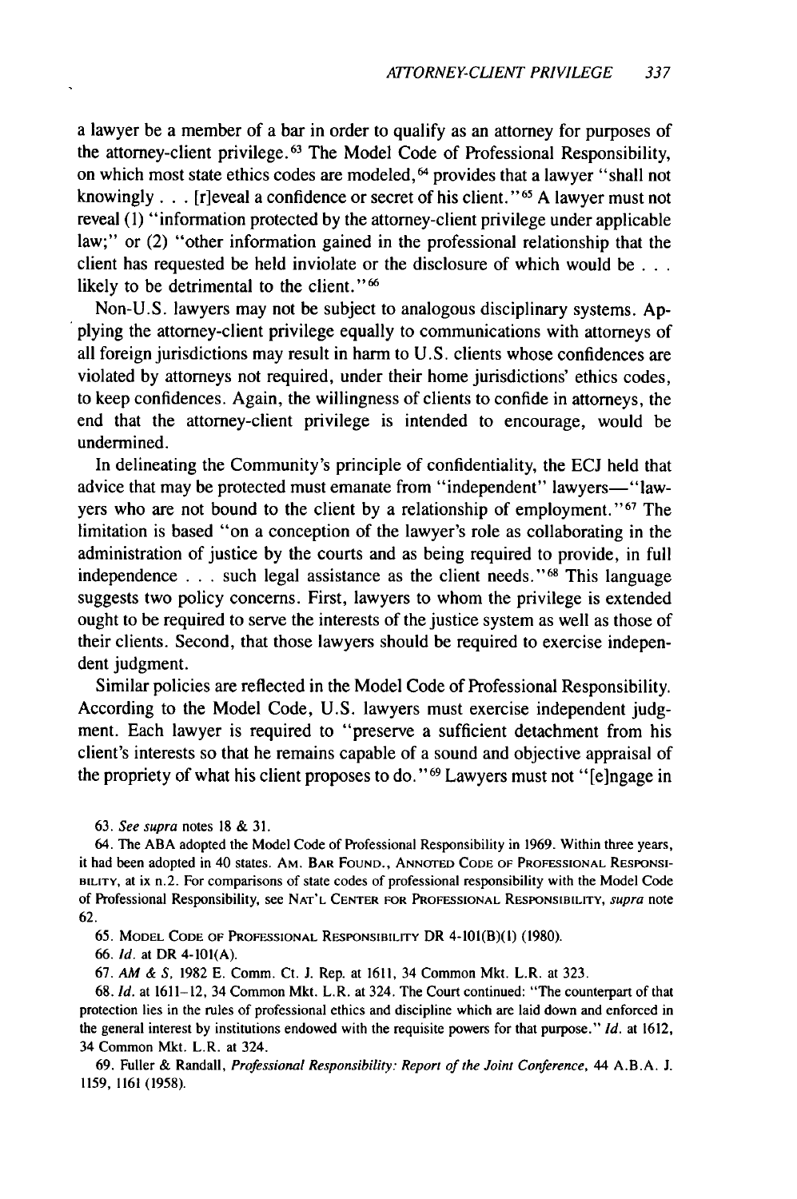a lawyer be a member of a bar in order to qualify as an attorney for purposes of the attorney-client privilege.[63] The Model Code of Professional Responsibility, on which most state ethics codes are modeled,[64] provides that a lawyer "shall not knowingly . . . [r]eveal a confidence or secret of his client."[65] A lawyer must not reveal (1) "information protected by the attorney-client privilege under applicable law;" or (2) "other information gained in the professional relationship that the client has requested be held inviolate or the disclosure of which would be . . . likely to be detrimental to the client."[66]

Non-U.S. lawyers may not be subject to analogous disciplinary systems. Applying the attorney-client privilege equally to communications with attorneys of all foreign jurisdictions may result in harm to U.S. clients whose confidences are violated by attorneys not required, under their home jurisdictions' ethics codes, to keep confidences. Again, the willingness of clients to confide in attorneys, the end that the attorney-client privilege is intended to encourage, would be undermined.

In delineating the Community's principle of confidentiality, the ECJ held that advice that may be protected must emanate from "independent" lawyers—"lawyers who are not bound to the client by a relationship of employment."[67] The limitation is based "on a conception of the lawyer's role as collaborating in the administration of justice by the courts and as being required to provide, in full independence . . . such legal assistance as the client needs."[68] This language suggests two policy concerns. First, lawyers to whom the privilege is extended ought to be required to serve the interests of the justice system as well as those of their clients. Second, that those lawyers should be required to exercise independent judgment.

Similar policies are reflected in the Model Code of Professional Responsibility. According to the Model Code, U.S. lawyers must exercise independent judgment. Each lawyer is required to "preserve a sufficient detachment from his client's interests so that he remains capable of a sound and objective appraisal of the propriety of what his client proposes to do."[69] Lawyers must not "[e]ngage in

63. *See supra* notes 18 & 31.

64. The ABA adopted the Model Code of Professional Responsibility in 1969. Within three years, it had been adopted in 40 states. AM. BAR FOUND., ANNOTED CODE OF PROFESSIONAL RESPONSIBILITY, at ix n.2. For comparisons of state codes of professional responsibility with the Model Code of Professional Responsibility, see NAT'L CENTER FOR PROFESSIONAL RESPONSIBILITY, *supra* note 62.

65. MODEL CODE OF PROFESSIONAL RESPONSIBILITY DR 4-101(B)(1) (1980).

66. *Id.* at DR 4-101(A).

67. *AM & S*, 1982 E. Comm. Ct. J. Rep. at 1611, 34 Common Mkt. L.R. at 323.

68. *Id.* at 1611–12, 34 Common Mkt. L.R. at 324. The Court continued: "The counterpart of that protection lies in the rules of professional ethics and discipline which are laid down and enforced in the general interest by institutions endowed with the requisite powers for that purpose." *Id.* at 1612, 34 Common Mkt. L.R. at 324.

69. Fuller & Randall, *Professional Responsibility: Report of the Joint Conference*, 44 A.B.A. J. 1159, 1161 (1958).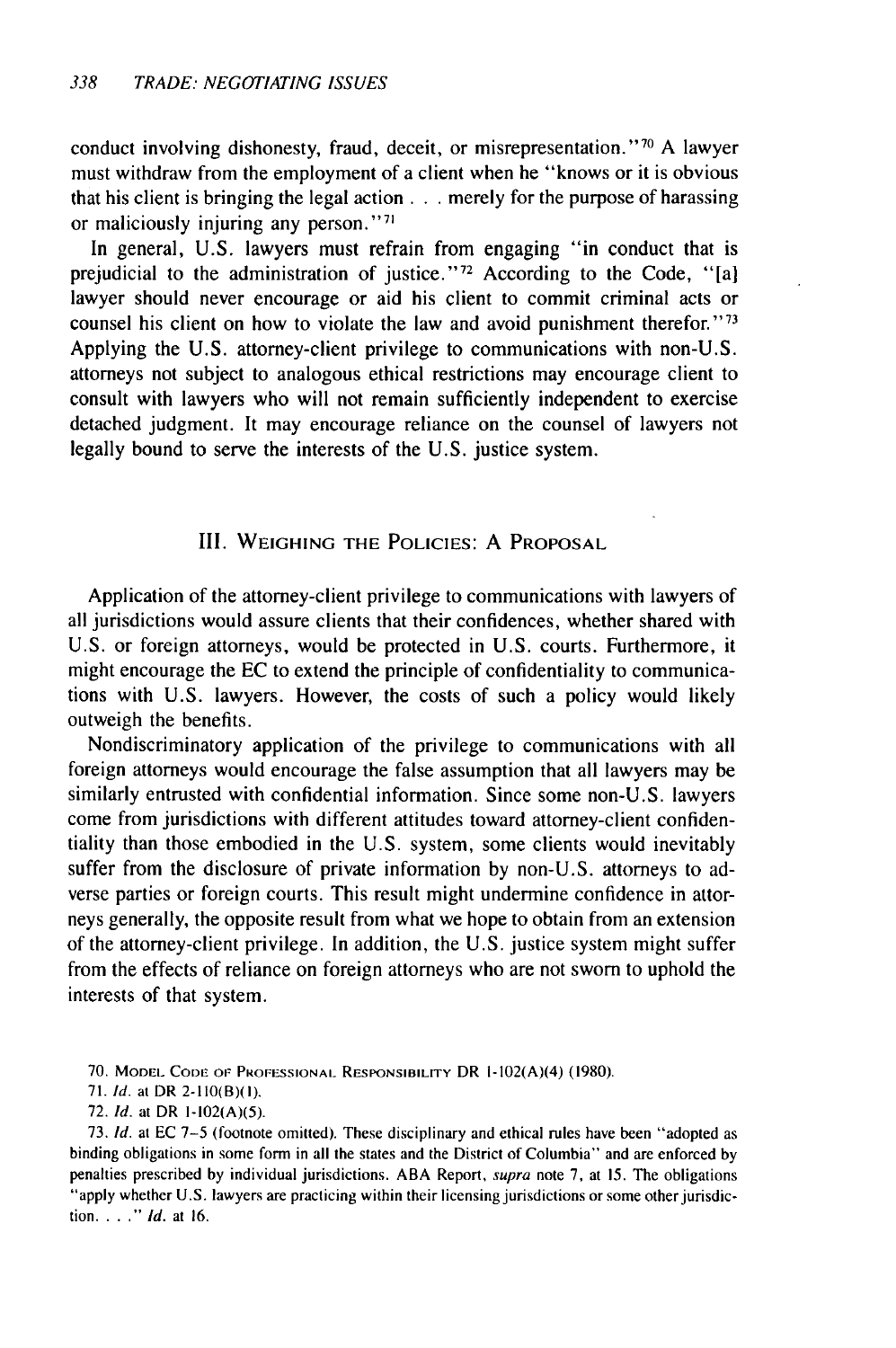conduct involving dishonesty, fraud, deceit, or misrepresentation."[70] A lawyer must withdraw from the employment of a client when he "knows or it is obvious that his client is bringing the legal action . . . merely for the purpose of harassing or maliciously injuring any person."[71]

In general, U.S. lawyers must refrain from engaging "in conduct that is prejudicial to the administration of justice."[72] According to the Code, "[a] lawyer should never encourage or aid his client to commit criminal acts or counsel his client on how to violate the law and avoid punishment therefor."[73] Applying the U.S. attorney-client privilege to communications with non-U.S. attorneys not subject to analogous ethical restrictions may encourage client to consult with lawyers who will not remain sufficiently independent to exercise detached judgment. It may encourage reliance on the counsel of lawyers not legally bound to serve the interests of the U.S. justice system.

## III. Weighing the Policies: A Proposal

Application of the attorney-client privilege to communications with lawyers of all jurisdictions would assure clients that their confidences, whether shared with U.S. or foreign attorneys, would be protected in U.S. courts. Furthermore, it might encourage the EC to extend the principle of confidentiality to communications with U.S. lawyers. However, the costs of such a policy would likely outweigh the benefits.

Nondiscriminatory application of the privilege to communications with all foreign attorneys would encourage the false assumption that all lawyers may be similarly entrusted with confidential information. Since some non-U.S. lawyers come from jurisdictions with different attitudes toward attorney-client confidentiality than those embodied in the U.S. system, some clients would inevitably suffer from the disclosure of private information by non-U.S. attorneys to adverse parties or foreign courts. This result might undermine confidence in attorneys generally, the opposite result from what we hope to obtain from an extension of the attorney-client privilege. In addition, the U.S. justice system might suffer from the effects of reliance on foreign attorneys who are not sworn to uphold the interests of that system.

70. Model Code of Professional Responsibility DR 1-102(A)(4) (1980).

71. *Id.* at DR 2-110(B)(1).

72. *Id.* at DR 1-102(A)(5).

73. *Id.* at EC 7-5 (footnote omitted). These disciplinary and ethical rules have been "adopted as binding obligations in some form in all the states and the District of Columbia" and are enforced by penalties prescribed by individual jurisdictions. ABA Report, *supra* note 7, at 15. The obligations "apply whether U.S. lawyers are practicing within their licensing jurisdictions or some other jurisdiction. . . ." *Id.* at 16.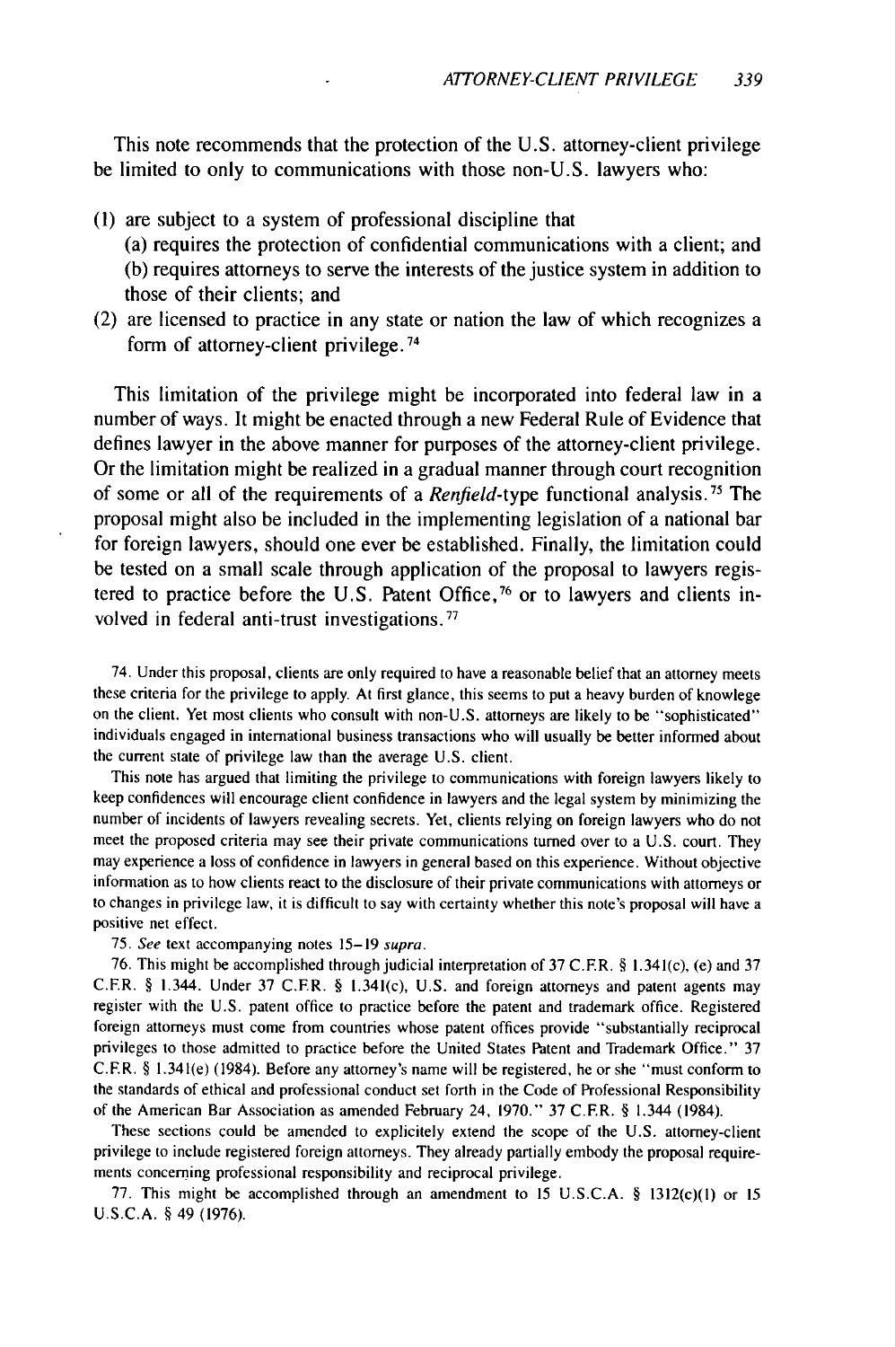This note recommends that the protection of the U.S. attorney-client privilege be limited to only to communications with those non-U.S. lawyers who:

(1) are subject to a system of professional discipline that
  (a) requires the protection of confidential communications with a client; and
  (b) requires attorneys to serve the interests of the justice system in addition to those of their clients; and
(2) are licensed to practice in any state or nation the law of which recognizes a form of attorney-client privilege.[74]

This limitation of the privilege might be incorporated into federal law in a number of ways. It might be enacted through a new Federal Rule of Evidence that defines lawyer in the above manner for purposes of the attorney-client privilege. Or the limitation might be realized in a gradual manner through court recognition of some or all of the requirements of a *Renfield*-type functional analysis.[75] The proposal might also be included in the implementing legislation of a national bar for foreign lawyers, should one ever be established. Finally, the limitation could be tested on a small scale through application of the proposal to lawyers registered to practice before the U.S. Patent Office,[76] or to lawyers and clients involved in federal anti-trust investigations.[77]

74. Under this proposal, clients are only required to have a reasonable belief that an attorney meets these criteria for the privilege to apply. At first glance, this seems to put a heavy burden of knowlege on the client. Yet most clients who consult with non-U.S. attorneys are likely to be "sophisticated" individuals engaged in international business transactions who will usually be better informed about the current state of privilege law than the average U.S. client.

This note has argued that limiting the privilege to communications with foreign lawyers likely to keep confidences will encourage client confidence in lawyers and the legal system by minimizing the number of incidents of lawyers revealing secrets. Yet, clients relying on foreign lawyers who do not meet the proposed criteria may see their private communications turned over to a U.S. court. They may experience a loss of confidence in lawyers in general based on this experience. Without objective information as to how clients react to the disclosure of their private communications with attorneys or to changes in privilege law, it is difficult to say with certainty whether this note's proposal will have a positive net effect.

75. *See* text accompanying notes 15–19 *supra*.

76. This might be accomplished through judicial interpretation of 37 C.F.R. § 1.341(c), (e) and 37 C.F.R. § 1.344. Under 37 C.F.R. § 1.341(c), U.S. and foreign attorneys and patent agents may register with the U.S. patent office to practice before the patent and trademark office. Registered foreign attorneys must come from countries whose patent offices provide "substantially reciprocal privileges to those admitted to practice before the United States Patent and Trademark Office." 37 C.F.R. § 1.341(e) (1984). Before any attorney's name will be registered, he or she "must conform to the standards of ethical and professional conduct set forth in the Code of Professional Responsibility of the American Bar Association as amended February 24, 1970." 37 C.F.R. § 1.344 (1984).

These sections could be amended to explicitely extend the scope of the U.S. attorney-client privilege to include registered foreign attorneys. They already partially embody the proposal requirements concerning professional responsibility and reciprocal privilege.

77. This might be accomplished through an amendment to 15 U.S.C.A. § 1312(c)(1) or 15 U.S.C.A. § 49 (1976).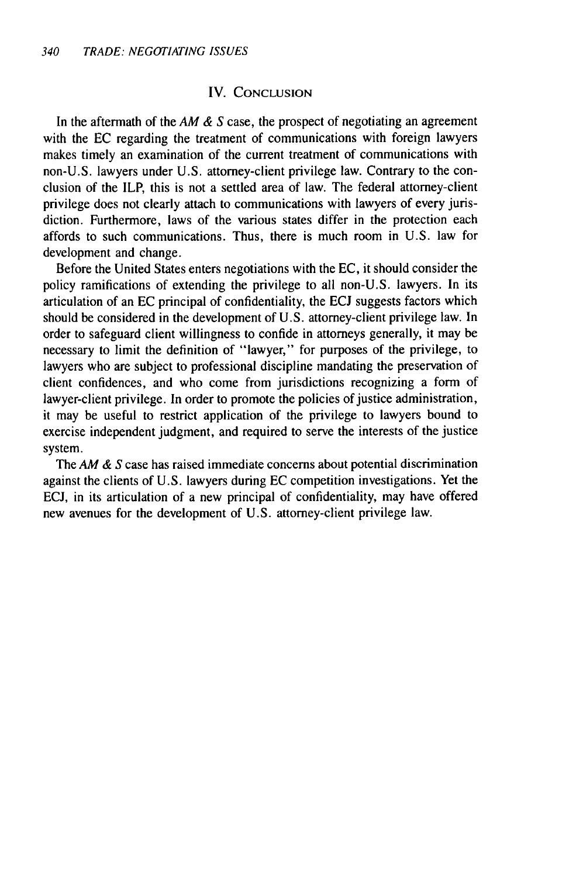## IV. Conclusion

In the aftermath of the *AM & S* case, the prospect of negotiating an agreement with the EC regarding the treatment of communications with foreign lawyers makes timely an examination of the current treatment of communications with non-U.S. lawyers under U.S. attorney-client privilege law. Contrary to the conclusion of the ILP, this is not a settled area of law. The federal attorney-client privilege does not clearly attach to communications with lawyers of every jurisdiction. Furthermore, laws of the various states differ in the protection each affords to such communications. Thus, there is much room in U.S. law for development and change.

Before the United States enters negotiations with the EC, it should consider the policy ramifications of extending the privilege to all non-U.S. lawyers. In its articulation of an EC principal of confidentiality, the ECJ suggests factors which should be considered in the development of U.S. attorney-client privilege law. In order to safeguard client willingness to confide in attorneys generally, it may be necessary to limit the definition of "lawyer," for purposes of the privilege, to lawyers who are subject to professional discipline mandating the preservation of client confidences, and who come from jurisdictions recognizing a form of lawyer-client privilege. In order to promote the policies of justice administration, it may be useful to restrict application of the privilege to lawyers bound to exercise independent judgment, and required to serve the interests of the justice system.

The *AM & S* case has raised immediate concerns about potential discrimination against the clients of U.S. lawyers during EC competition investigations. Yet the ECJ, in its articulation of a new principal of confidentiality, may have offered new avenues for the development of U.S. attorney-client privilege law.